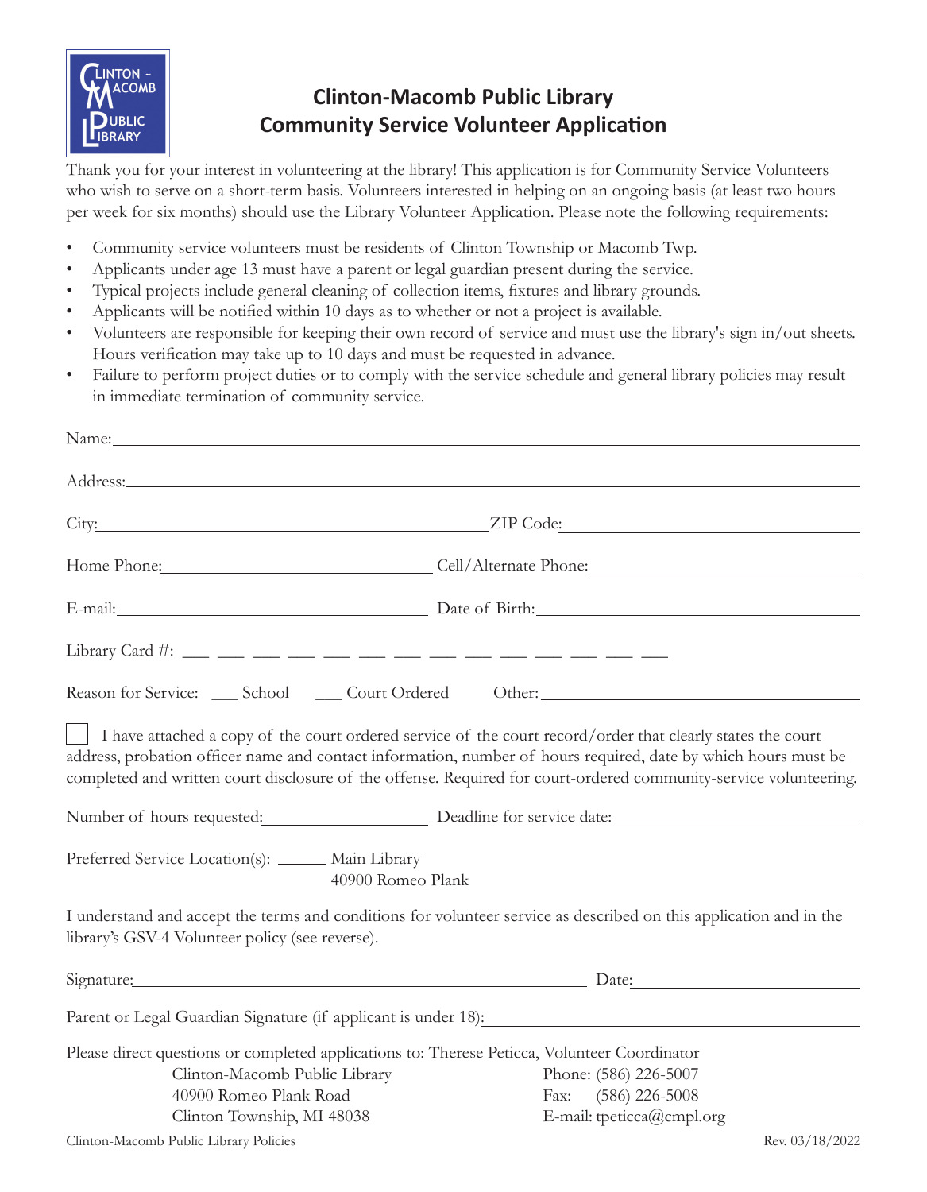# Clinton-Macomb Public Library
## Community Service Volunteer Application

Thank you for your interest in volunteering at the library! This application is for Community Service Volunteers who wish to serve on a short-term basis. Volunteers interested in helping on an ongoing basis (at least two hours per week for six months) should use the Library Volunteer Application. Please note the following requirements:

- Community service volunteers must be residents of Clinton Township or Macomb Twp.
- Applicants under age 13 must have a parent or legal guardian present during the service.
- Typical projects include general cleaning of collection items, fixtures and library grounds.
- Applicants will be notified within 10 days as to whether or not a project is available.
- Volunteers are responsible for keeping their own record of service and must use the library's sign in/out sheets. Hours verification may take up to 10 days and must be requested in advance.
- Failure to perform project duties or to comply with the service schedule and general library policies may result in immediate termination of community service.

Name: ______________________________

Address: ______________________________

City: ____________________ ZIP Code: ____________________

Home Phone: ____________________ Cell/Alternate Phone: ____________________

E-mail: ____________________ Date of Birth: ____________________

Library Card #: ___ ___ ___ ___ ___ ___ ___ ___ ___ ___ ___ ___ ___ ___

Reason for Service: ___ School ___ Court Ordered Other: ____________________

☐ I have attached a copy of the court ordered service of the court record/order that clearly states the court address, probation officer name and contact information, number of hours required, date by which hours must be completed and written court disclosure of the offense. Required for court-ordered community-service volunteering.

Number of hours requested: ____________________ Deadline for service date: ____________________

Preferred Service Location(s): ______ Main Library
40900 Romeo Plank

I understand and accept the terms and conditions for volunteer service as described on this application and in the library's GSV-4 Volunteer policy (see reverse).

Signature: ______________________________ Date: ____________________

Parent or Legal Guardian Signature (if applicant is under 18): ______________________________

Please direct questions or completed applications to: Therese Peticca, Volunteer Coordinator

Clinton-Macomb Public Library
40900 Romeo Plank Road
Clinton Township, MI 48038

Phone: (586) 226-5007
Fax: (586) 226-5008
E-mail: tpeticca@cmpl.org

Clinton-Macomb Public Library Policies — Rev. 03/18/2022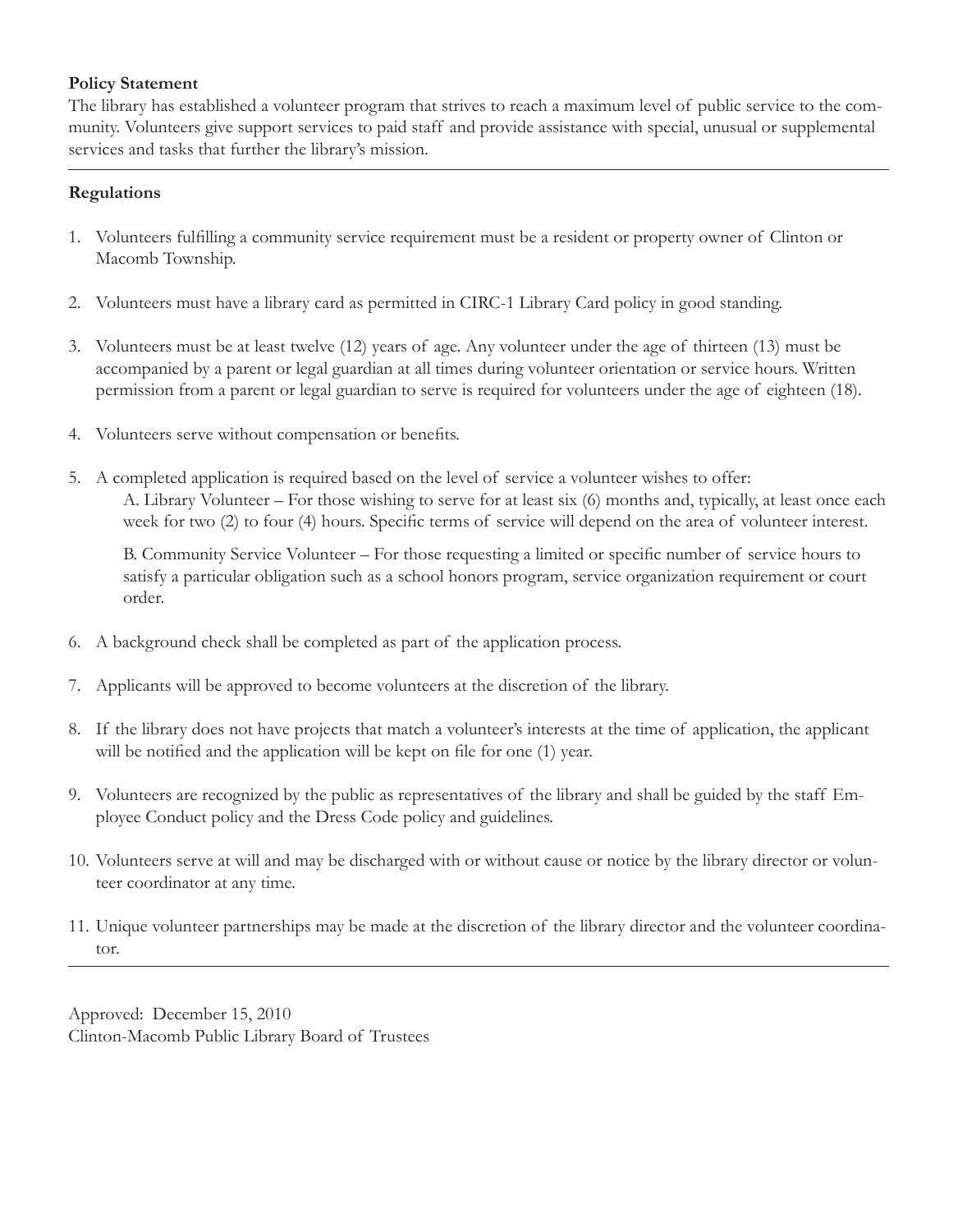**Policy Statement**

The library has established a volunteer program that strives to reach a maximum level of public service to the community. Volunteers give support services to paid staff and provide assistance with special, unusual or supplemental services and tasks that further the library's mission.

---

**Regulations**

1. Volunteers fulfilling a community service requirement must be a resident or property owner of Clinton or Macomb Township.

2. Volunteers must have a library card as permitted in CIRC-1 Library Card policy in good standing.

3. Volunteers must be at least twelve (12) years of age. Any volunteer under the age of thirteen (13) must be accompanied by a parent or legal guardian at all times during volunteer orientation or service hours. Written permission from a parent or legal guardian to serve is required for volunteers under the age of eighteen (18).

4. Volunteers serve without compensation or benefits.

5. A completed application is required based on the level of service a volunteer wishes to offer:

   A. Library Volunteer – For those wishing to serve for at least six (6) months and, typically, at least once each week for two (2) to four (4) hours. Specific terms of service will depend on the area of volunteer interest.

   B. Community Service Volunteer – For those requesting a limited or specific number of service hours to satisfy a particular obligation such as a school honors program, service organization requirement or court order.

6. A background check shall be completed as part of the application process.

7. Applicants will be approved to become volunteers at the discretion of the library.

8. If the library does not have projects that match a volunteer's interests at the time of application, the applicant will be notified and the application will be kept on file for one (1) year.

9. Volunteers are recognized by the public as representatives of the library and shall be guided by the staff Employee Conduct policy and the Dress Code policy and guidelines.

10. Volunteers serve at will and may be discharged with or without cause or notice by the library director or volunteer coordinator at any time.

11. Unique volunteer partnerships may be made at the discretion of the library director and the volunteer coordinator.

---

Approved: December 15, 2010
Clinton-Macomb Public Library Board of Trustees